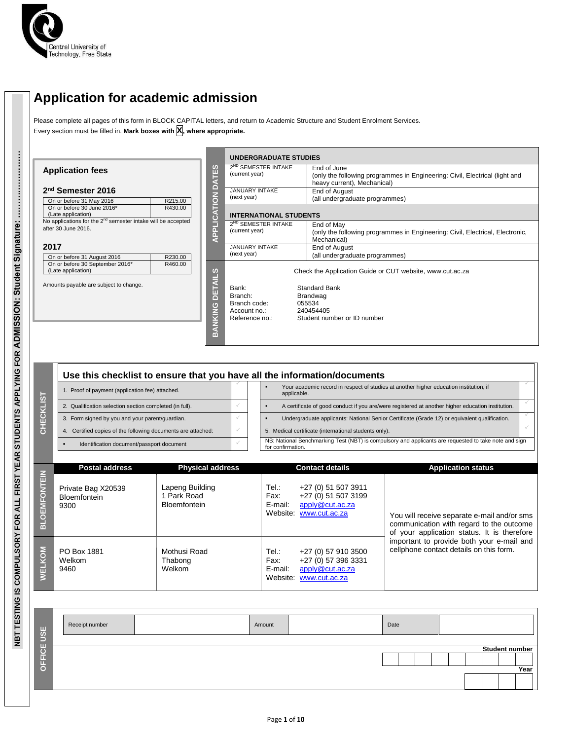Central University of Technology, Free State

NBT TESTING IS COMPULSORY FOR ALL FIRST YEAR STUDENTS APPLYING FOR ADMISSION: Student Signature: ......................

# Application for academic admission

Please complete all pages of this form in BLOCK CAPITAL letters, and return to Academic Structure and Student Enrolment Services.
Every section must be filled in. **Mark boxes with X, where appropriate.**

## Application fees

### 2nd Semester 2016

| | |
|---|---|
| On or before 31 May 2016 | R215.00 |
| On or before 30 June 2016* (Late application) | R430.00 |

No applications for the 2nd semester intake will be accepted after 30 June 2016.

### 2017

| | |
|---|---|
| On or before 31 August 2016 | R230.00 |
| On or before 30 September 2016* (Late application) | R460.00 |

Amounts payable are subject to change.

## APPLICATION DATES

**UNDERGRADUATE STUDIES**

| | |
|---|---|
| 2ND SEMESTER INTAKE (current year) | End of June (only the following programmes in Engineering: Civil, Electrical (light and heavy current), Mechanical) |
| JANUARY INTAKE (next year) | End of August (all undergraduate programmes) |

**INTERNATIONAL STUDENTS**

| | |
|---|---|
| 2ND SEMESTER INTAKE (current year) | End of May (only the following programmes in Engineering: Civil, Electrical, Electronic, Mechanical) |
| JANUARY INTAKE (next year) | End of August (all undergraduate programmes) |

## BANKING DETAILS

Check the Application Guide or CUT website, www.cut.ac.za

| | |
|---|---|
| Bank: | Standard Bank |
| Branch: | Brandwag |
| Branch code: | 055534 |
| Account no.: | 240454405 |
| Reference no.: | Student number or ID number |

## CHECKLIST

### Use this checklist to ensure that you have all the information/documents

| | | | |
|---|---|---|---|
| 1. Proof of payment (application fee) attached. | ✓ | ▪ Your academic record in respect of studies at another higher education institution, if applicable. | ✓ |
| 2. Qualification selection section completed (in full). | ✓ | ▪ A certificate of good conduct if you are/were registered at another higher education institution. | ✓ |
| 3. Form signed by you and your parent/guardian. | ✓ | ▪ Undergraduate applicants: National Senior Certificate (Grade 12) or equivalent qualification. | ✓ |
| 4. Certified copies of the following documents are attached: | ✓ | 5. Medical certificate (international students only). | ✓ |
| ▪ Identification document/passport document | ✓ | NB: National Benchmarking Test (NBT) is compulsory and applicants are requested to take note and sign for confirmation. | |

| | Postal address | Physical address | Contact details | Application status |
|---|---|---|---|---|
| BLOEMFONTEIN | Private Bag X20539<br>Bloemfontein<br>9300 | Lapeng Building<br>1 Park Road<br>Bloemfontein | Tel.: +27 (0) 51 507 3911<br>Fax: +27 (0) 51 507 3199<br>E-mail: apply@cut.ac.za<br>Website: www.cut.ac.za | You will receive separate e-mail and/or sms communication with regard to the outcome of your application status. It is therefore important to provide both your e-mail and cellphone contact details on this form. |
| WELKOM | PO Box 1881<br>Welkom<br>9460 | Mothusi Road<br>Thabong<br>Welkom | Tel.: +27 (0) 57 910 3500<br>Fax: +27 (0) 57 396 3331<br>E-mail: apply@cut.ac.za<br>Website: www.cut.ac.za | |

## OFFICE USE

| Receipt number | | Amount | | Date | |
|---|---|---|---|---|---|

Student number

Year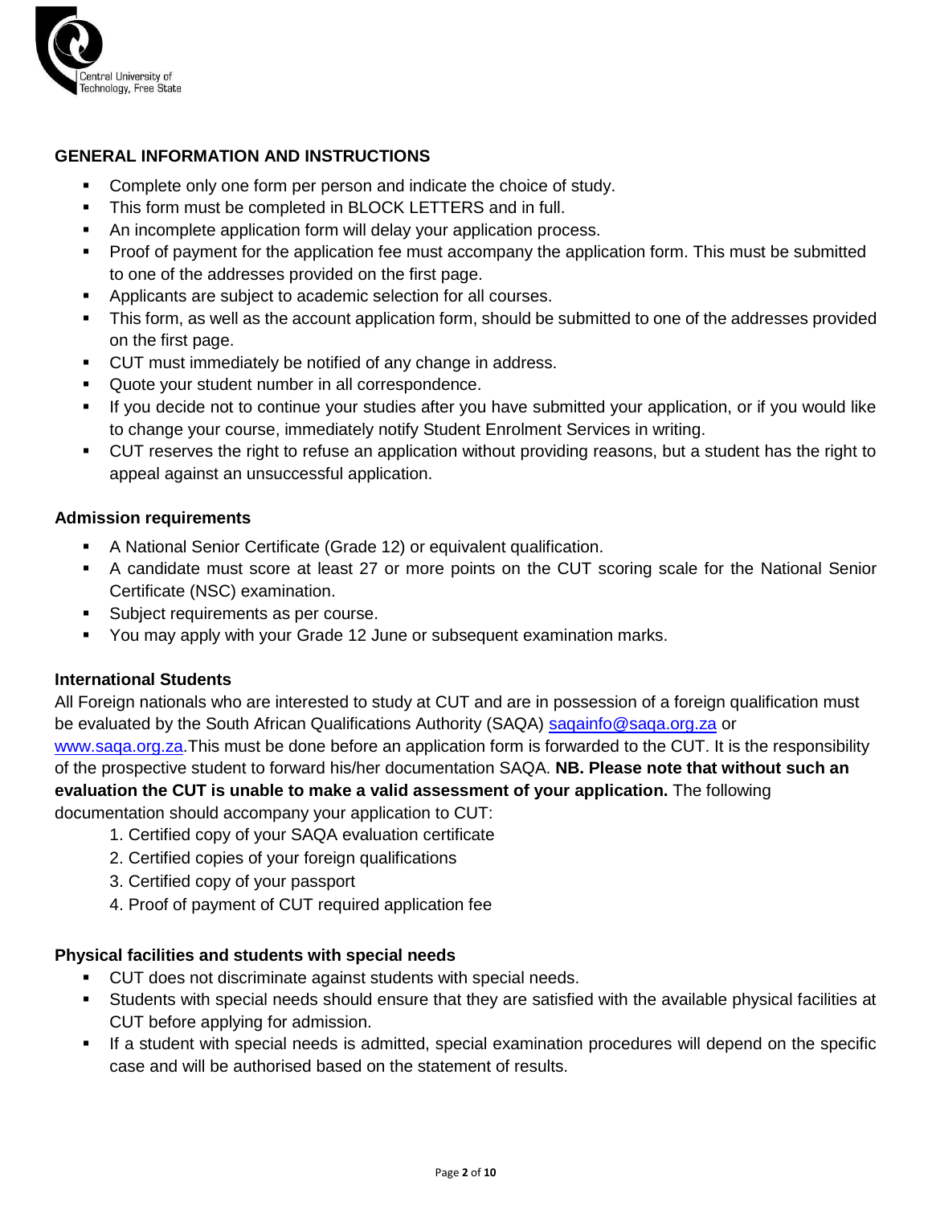## GENERAL INFORMATION AND INSTRUCTIONS

- Complete only one form per person and indicate the choice of study.
- This form must be completed in BLOCK LETTERS and in full.
- An incomplete application form will delay your application process.
- Proof of payment for the application fee must accompany the application form. This must be submitted to one of the addresses provided on the first page.
- Applicants are subject to academic selection for all courses.
- This form, as well as the account application form, should be submitted to one of the addresses provided on the first page.
- CUT must immediately be notified of any change in address.
- Quote your student number in all correspondence.
- If you decide not to continue your studies after you have submitted your application, or if you would like to change your course, immediately notify Student Enrolment Services in writing.
- CUT reserves the right to refuse an application without providing reasons, but a student has the right to appeal against an unsuccessful application.

### Admission requirements

- A National Senior Certificate (Grade 12) or equivalent qualification.
- A candidate must score at least 27 or more points on the CUT scoring scale for the National Senior Certificate (NSC) examination.
- Subject requirements as per course.
- You may apply with your Grade 12 June or subsequent examination marks.

### International Students

All Foreign nationals who are interested to study at CUT and are in possession of a foreign qualification must be evaluated by the South African Qualifications Authority (SAQA) [saqainfo@saqa.org.za](mailto:saqainfo@saqa.org.za) or [www.saqa.org.za](http://www.saqa.org.za).This must be done before an application form is forwarded to the CUT. It is the responsibility of the prospective student to forward his/her documentation SAQA. **NB. Please note that without such an evaluation the CUT is unable to make a valid assessment of your application.** The following documentation should accompany your application to CUT:

1. Certified copy of your SAQA evaluation certificate
2. Certified copies of your foreign qualifications
3. Certified copy of your passport
4. Proof of payment of CUT required application fee

### Physical facilities and students with special needs

- CUT does not discriminate against students with special needs.
- Students with special needs should ensure that they are satisfied with the available physical facilities at CUT before applying for admission.
- If a student with special needs is admitted, special examination procedures will depend on the specific case and will be authorised based on the statement of results.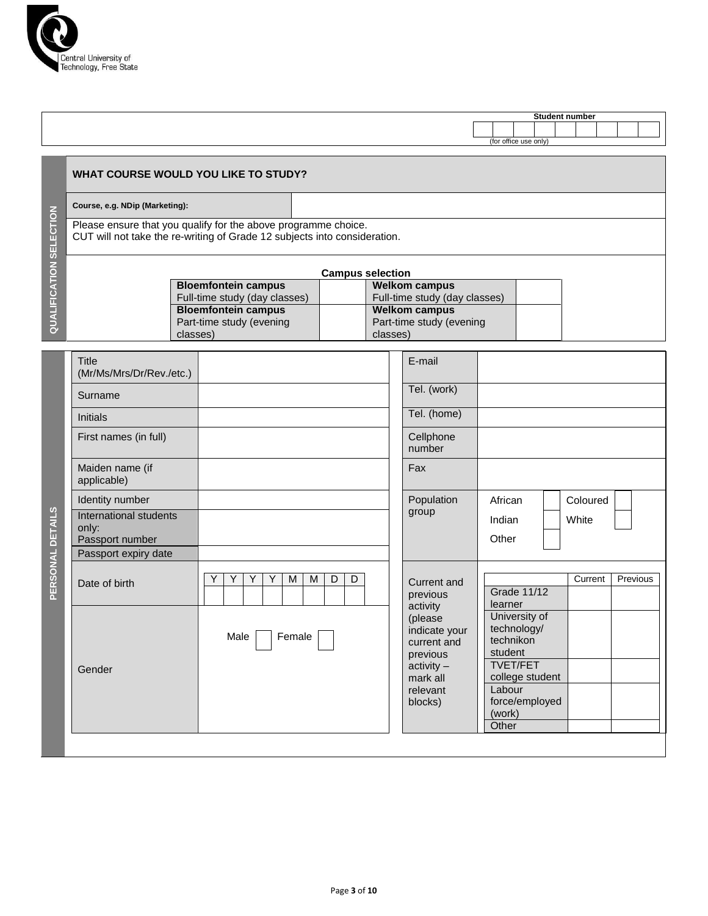Central University of Technology, Free State

| Student number |
|---|
| (for office use only) |

## QUALIFICATION SELECTION

### WHAT COURSE WOULD YOU LIKE TO STUDY?

| Course, e.g. NDip (Marketing): | |
|---|---|

Please ensure that you qualify for the above programme choice.
CUT will not take the re-writing of Grade 12 subjects into consideration.

**Campus selection**

| | | | |
|---|---|---|---|
| **Bloemfontein campus** Full-time study (day classes) | | **Welkom campus** Full-time study (day classes) | |
| **Bloemfontein campus** Part-time study (evening classes) | | **Welkom campus** Part-time study (evening classes) | |

## PERSONAL DETAILS

| | |
|---|---|
| Title (Mr/Ms/Mrs/Dr/Rev./etc.) | |
| Surname | |
| Initials | |
| First names (in full) | |
| Maiden name (if applicable) | |
| Identity number | |
| International students only: Passport number | |
| Passport expiry date | |
| Date of birth | Y Y Y Y M M D D |
| Gender | Male ☐ Female ☐ |

| | |
|---|---|
| E-mail | |
| Tel. (work) | |
| Tel. (home) | |
| Cellphone number | |
| Fax | |
| Population group | African ☐ Coloured ☐ Indian ☐ White ☐ Other ☐ |

Current and previous activity (please indicate your current and previous activity – mark all relevant blocks)

| | Current | Previous |
|---|---|---|
| Grade 11/12 learner | | |
| University of technology/ technikon student | | |
| TVET/FET college student | | |
| Labour force/employed (work) | | |
| Other | | |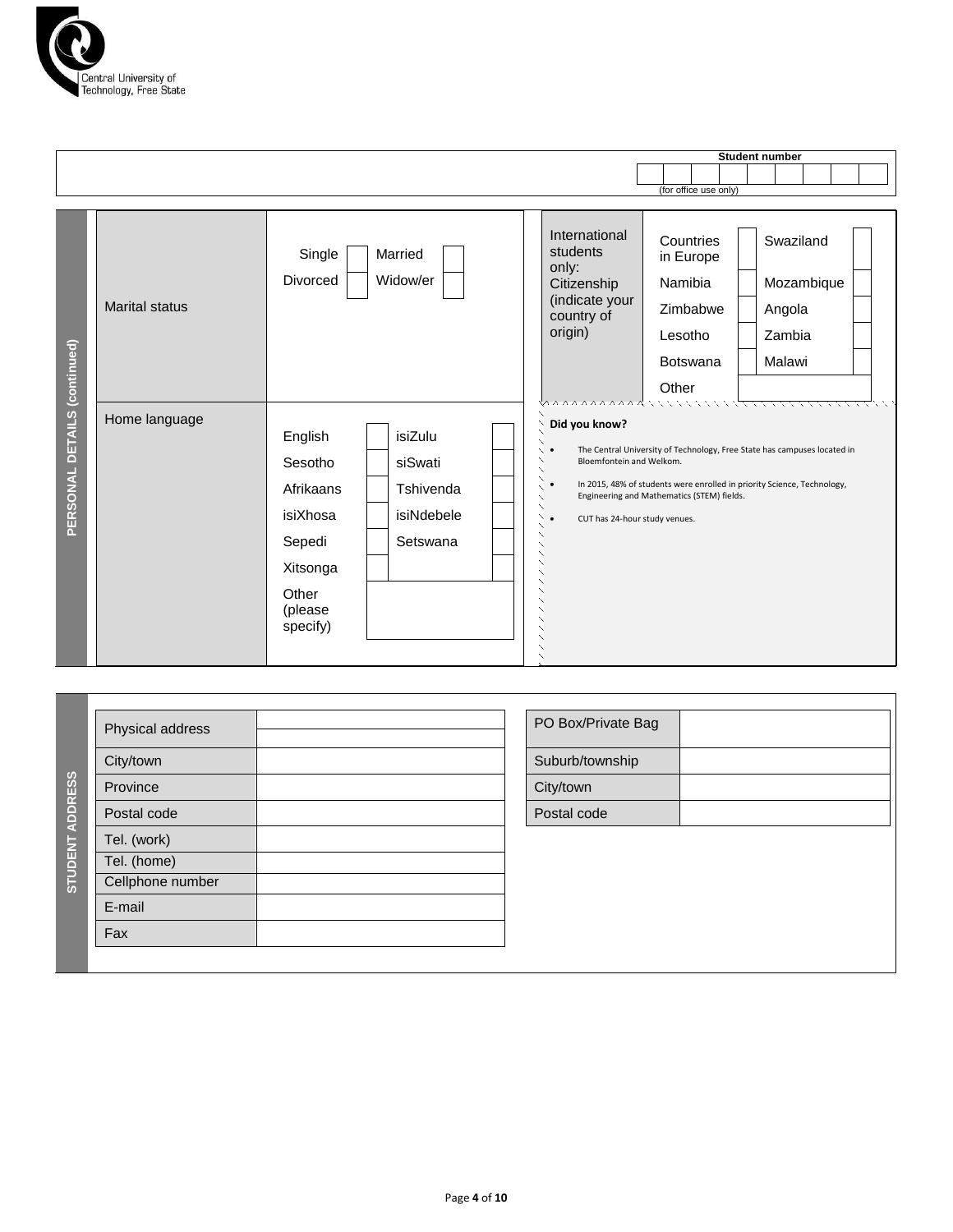Central University of Technology, Free State

| Student number |
|---|
| |
| (for office use only) |

## PERSONAL DETAILS (continued)

| Marital status | |
|---|---|
| Single ☐ | Married ☐ |
| Divorced ☐ | Widow/er ☐ |

**International students only: Citizenship (indicate your country of origin)**

| | |
|---|---|
| Countries in Europe ☐ | Swaziland ☐ |
| Namibia ☐ | Mozambique ☐ |
| Zimbabwe ☐ | Angola ☐ |
| Lesotho ☐ | Zambia ☐ |
| Botswana ☐ | Malawi ☐ |
| Other | |

| Home language | |
|---|---|
| English ☐ | isiZulu ☐ |
| Sesotho ☐ | siSwati ☐ |
| Afrikaans ☐ | Tshivenda ☐ |
| isiXhosa ☐ | isiNdebele ☐ |
| Sepedi ☐ | Setswana ☐ |
| Xitsonga ☐ | |
| Other (please specify) | |

**Did you know?**

- The Central University of Technology, Free State has campuses located in Bloemfontein and Welkom.
- In 2015, 48% of students were enrolled in priority Science, Technology, Engineering and Mathematics (STEM) fields.
- CUT has 24-hour study venues.

## STUDENT ADDRESS

| Physical address | |
|---|---|
| City/town | |
| Province | |
| Postal code | |
| Tel. (work) | |
| Tel. (home) | |
| Cellphone number | |
| E-mail | |
| Fax | |

| PO Box/Private Bag | |
|---|---|
| Suburb/township | |
| City/town | |
| Postal code | |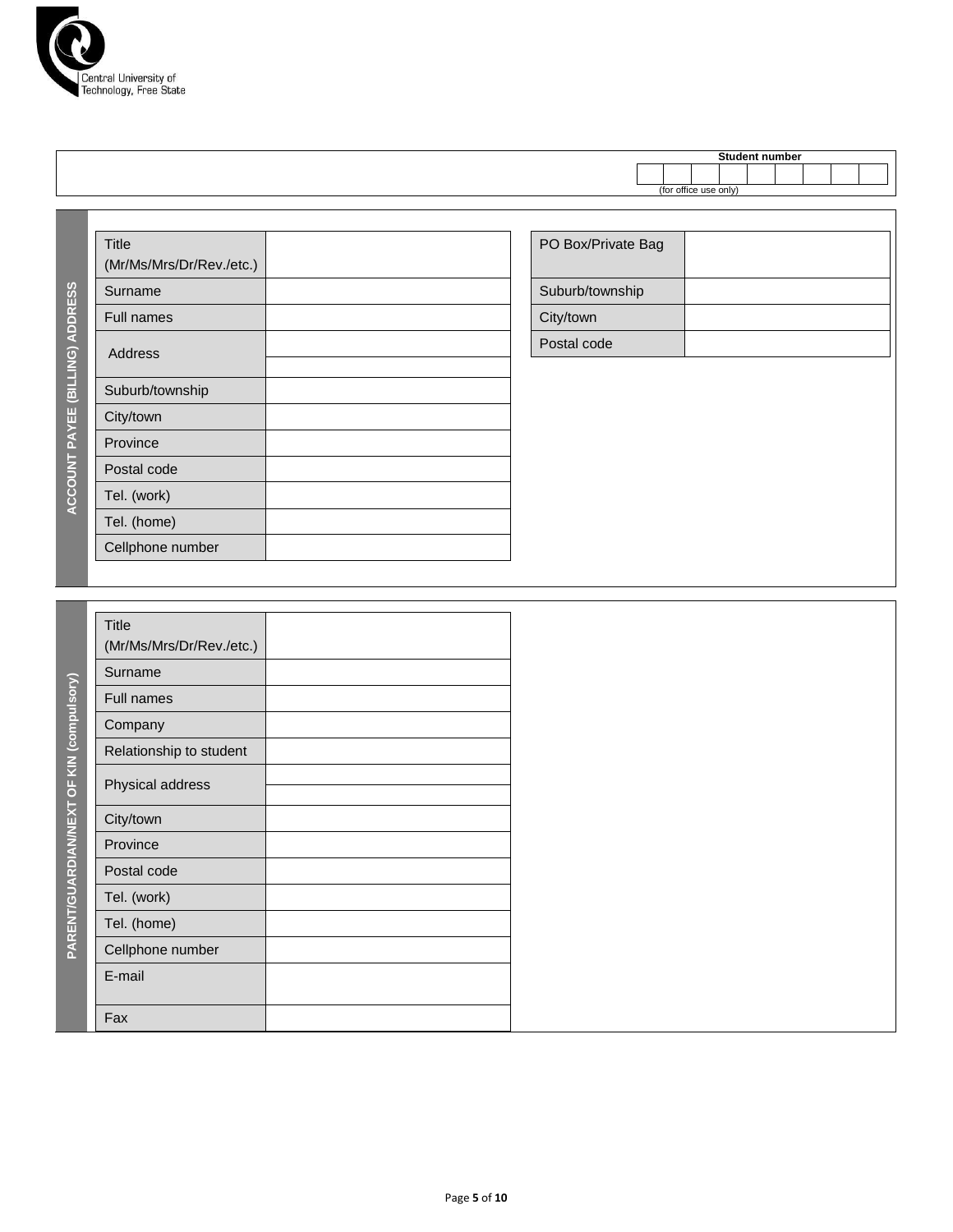Central University of Technology, Free State

| | Student number |
|---|---|
| | |
| | (for office use only) |

## ACCOUNT PAYEE (BILLING) ADDRESS

| | |
|---|---|
| Title (Mr/Ms/Mrs/Dr/Rev./etc.) | |
| Surname | |
| Full names | |
| Address | |
| | |
| Suburb/township | |
| City/town | |
| Province | |
| Postal code | |
| Tel. (work) | |
| Tel. (home) | |
| Cellphone number | |

| | |
|---|---|
| PO Box/Private Bag | |
| Suburb/township | |
| City/town | |
| Postal code | |

## PARENT/GUARDIAN/NEXT OF KIN (compulsory)

| | |
|---|---|
| Title (Mr/Ms/Mrs/Dr/Rev./etc.) | |
| Surname | |
| Full names | |
| Company | |
| Relationship to student | |
| Physical address | |
| | |
| City/town | |
| Province | |
| Postal code | |
| Tel. (work) | |
| Tel. (home) | |
| Cellphone number | |
| E-mail | |
| Fax | |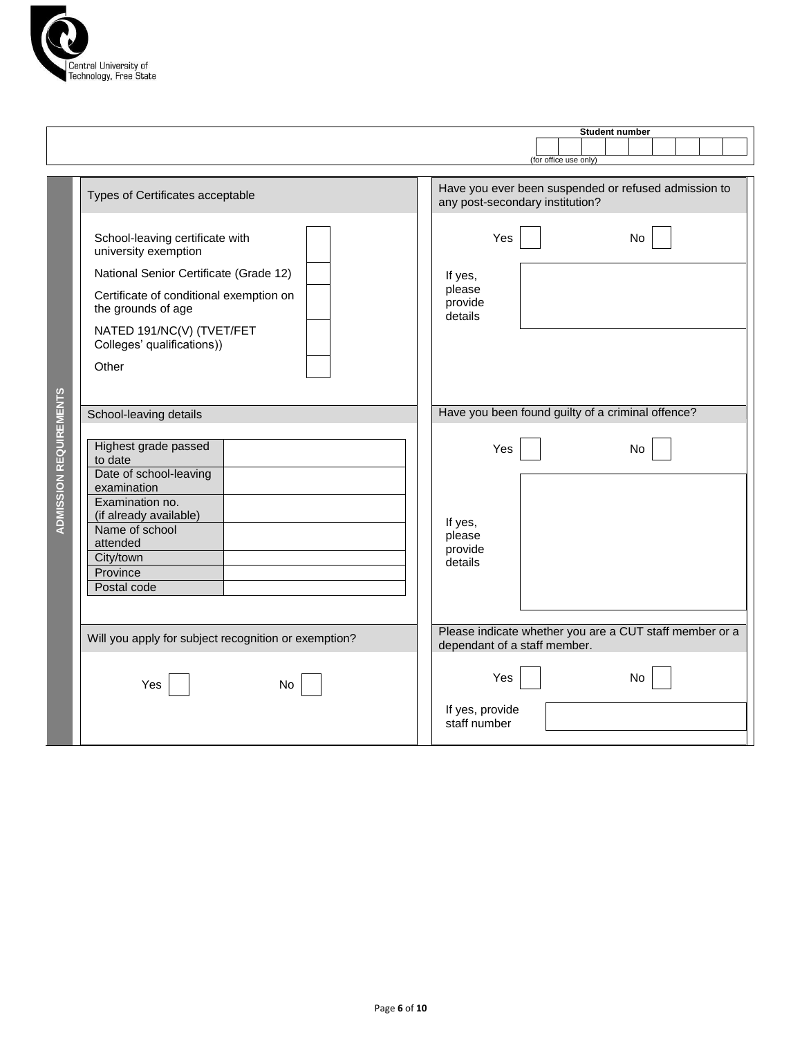Central University of Technology, Free State

| Student number |
| --- |
| |

(for office use only)

## ADMISSION REQUIREMENTS

### Types of Certificates acceptable

| Certificate | |
| --- | --- |
| School-leaving certificate with university exemption | |
| National Senior Certificate (Grade 12) | |
| Certificate of conditional exemption on the grounds of age | |
| NATED 191/NC(V) (TVET/FET Colleges' qualifications)) | |
| Other | |

### Have you ever been suspended or refused admission to any post-secondary institution?

Yes ☐ No ☐

If yes, please provide details

| |
| --- |
| |

### School-leaving details

| Field | |
| --- | --- |
| Highest grade passed to date | |
| Date of school-leaving examination | |
| Examination no. (if already available) | |
| Name of school attended | |
| City/town | |
| Province | |
| Postal code | |

### Have you been found guilty of a criminal offence?

Yes ☐ No ☐

If yes, please provide details

| |
| --- |
| |

### Will you apply for subject recognition or exemption?

Yes ☐ No ☐

### Please indicate whether you are a CUT staff member or a dependant of a staff member.

Yes ☐ No ☐

If yes, provide staff number

| |
| --- |
| |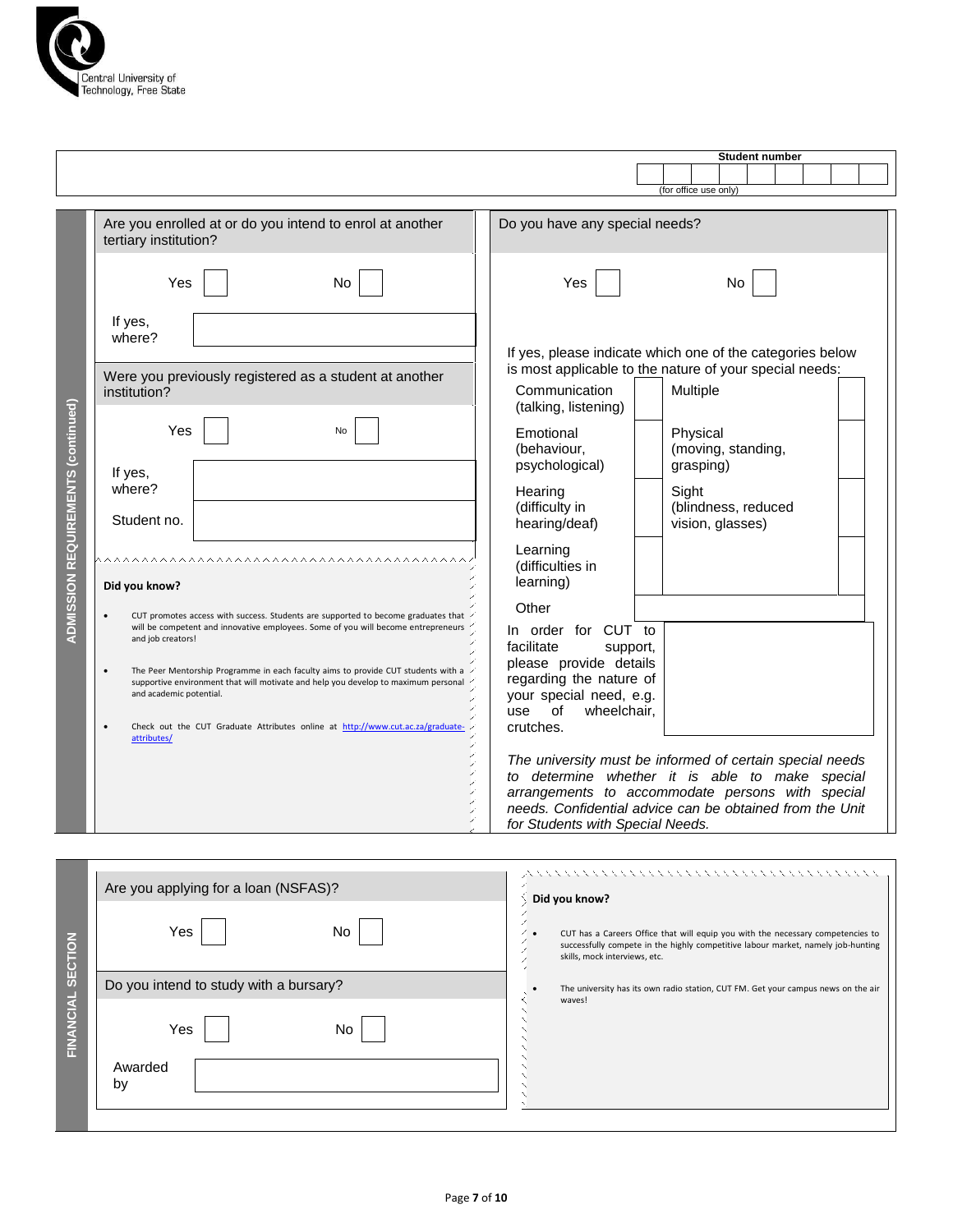Central University of Technology, Free State

**Student number**

| | | | | | | | | |
|---|---|---|---|---|---|---|---|---|
| | | | | | | | | |

(for office use only)

## ADMISSION REQUIREMENTS (continued)

Are you enrolled at or do you intend to enrol at another tertiary institution?

Yes ☐ No ☐

If yes, where?

Were you previously registered as a student at another institution?

Yes ☐ No ☐

If yes, where?

Student no.

**Did you know?**

- CUT promotes access with success. Students are supported to become graduates that will be competent and innovative employees. Some of you will become entrepreneurs and job creators!
- The Peer Mentorship Programme in each faculty aims to provide CUT students with a supportive environment that will motivate and help you develop to maximum personal and academic potential.
- Check out the CUT Graduate Attributes online at http://www.cut.ac.za/graduate-attributes/

Do you have any special needs?

Yes ☐ No ☐

If yes, please indicate which one of the categories below is most applicable to the nature of your special needs:

| Category | | Category | |
|---|---|---|---|
| Communication (talking, listening) | ☐ | Multiple | ☐ |
| Emotional (behaviour, psychological) | ☐ | Physical (moving, standing, grasping) | ☐ |
| Hearing (difficulty in hearing/deaf) | ☐ | Sight (blindness, reduced vision, glasses) | ☐ |
| Learning (difficulties in learning) | ☐ | | |
| Other | | | |

In order for CUT to facilitate support, please provide details regarding the nature of your special need, e.g. use of wheelchair, crutches.

*The university must be informed of certain special needs to determine whether it is able to make special arrangements to accommodate persons with special needs. Confidential advice can be obtained from the Unit for Students with Special Needs.*

## FINANCIAL SECTION

Are you applying for a loan (NSFAS)?

Yes ☐ No ☐

Do you intend to study with a bursary?

Yes ☐ No ☐

Awarded by

**Did you know?**

- CUT has a Careers Office that will equip you with the necessary competencies to successfully compete in the highly competitive labour market, namely job-hunting skills, mock interviews, etc.
- The university has its own radio station, CUT FM. Get your campus news on the air waves!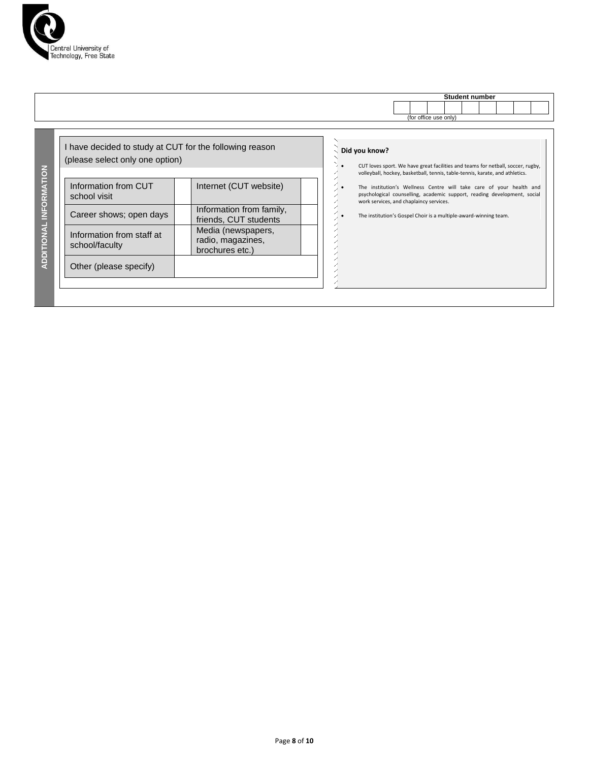Central University of Technology, Free State

| Student number | | | | | | | | |
|---|---|---|---|---|---|---|---|---|
| | | | | | | | | |

(for office use only)

## ADDITIONAL INFORMATION

I have decided to study at CUT for the following reason (please select only one option)

| Information from CUT school visit | | Internet (CUT website) | |
|---|---|---|---|
| Career shows; open days | | Information from family, friends, CUT students | |
| Information from staff at school/faculty | | Media (newspapers, radio, magazines, brochures etc.) | |
| Other (please specify) | | | |

**Did you know?**

- CUT loves sport. We have great facilities and teams for netball, soccer, rugby, volleyball, hockey, basketball, tennis, table-tennis, karate, and athletics.
- The institution's Wellness Centre will take care of your health and psychological counselling, academic support, reading development, social work services, and chaplaincy services.
- The institution's Gospel Choir is a multiple-award-winning team.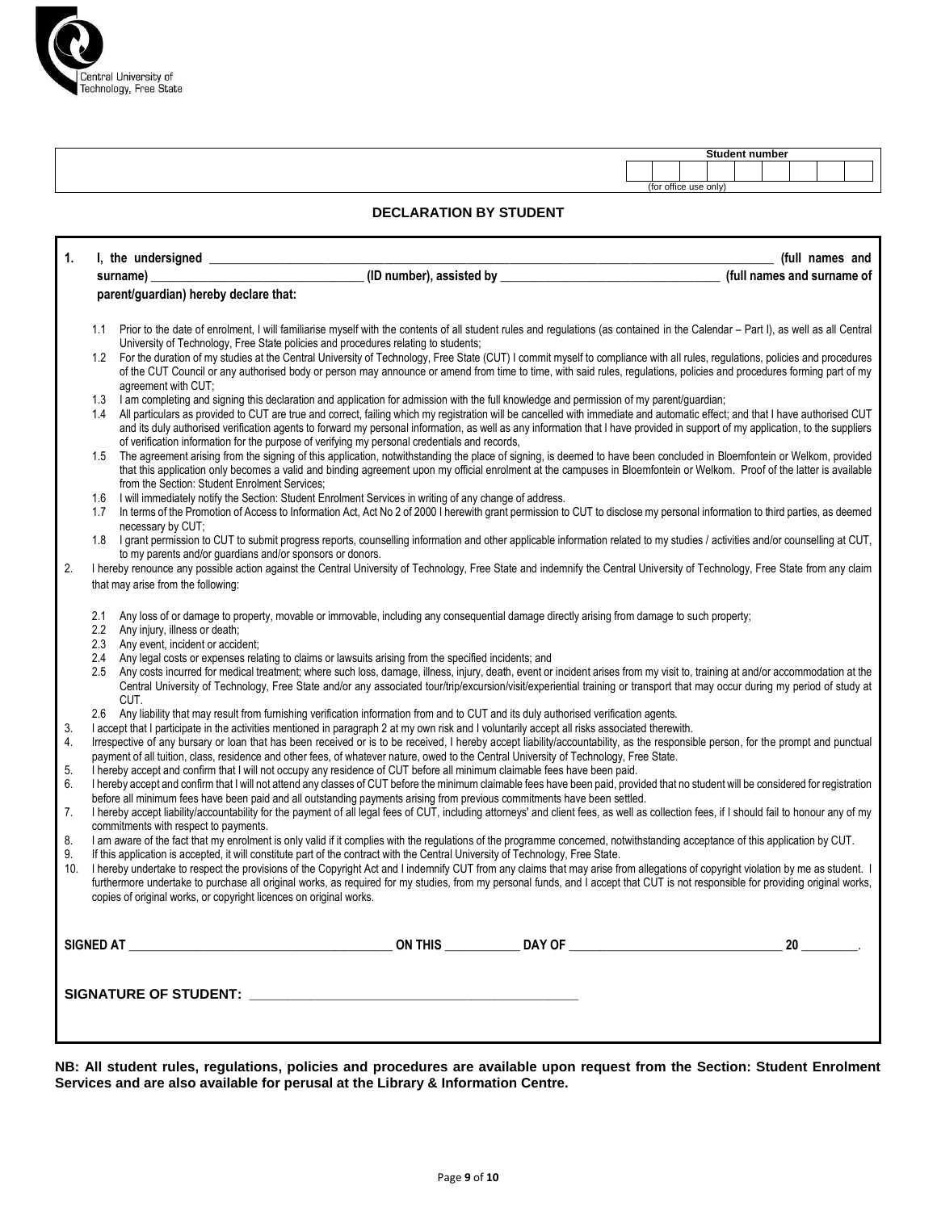Central University of Technology, Free State

| Student number |
|---|
| |
| (for office use only) |

## DECLARATION BY STUDENT

**1. I, the undersigned \_\_\_\_\_\_\_\_\_\_\_\_\_\_\_\_\_\_\_\_\_\_\_\_\_\_\_\_\_\_\_\_\_\_\_\_\_\_\_\_\_\_\_\_ (full names and surname) \_\_\_\_\_\_\_\_\_\_\_\_\_\_\_\_\_\_\_\_ (ID number), assisted by \_\_\_\_\_\_\_\_\_\_\_\_\_\_\_\_\_\_\_\_\_\_ (full names and surname of parent/guardian) hereby declare that:**

1.1 Prior to the date of enrolment, I will familiarise myself with the contents of all student rules and regulations (as contained in the Calendar – Part I), as well as all Central University of Technology, Free State policies and procedures relating to students;

1.2 For the duration of my studies at the Central University of Technology, Free State (CUT) I commit myself to compliance with all rules, regulations, policies and procedures of the CUT Council or any authorised body or person may announce or amend from time to time, with said rules, regulations, policies and procedures forming part of my agreement with CUT;

1.3 I am completing and signing this declaration and application for admission with the full knowledge and permission of my parent/guardian;

1.4 All particulars as provided to CUT are true and correct, failing which my registration will be cancelled with immediate and automatic effect; and that I have authorised CUT and its duly authorised verification agents to forward my personal information, as well as any information that I have provided in support of my application, to the suppliers of verification information for the purpose of verifying my personal credentials and records,

1.5 The agreement arising from the signing of this application, notwithstanding the place of signing, is deemed to have been concluded in Bloemfontein or Welkom, provided that this application only becomes a valid and binding agreement upon my official enrolment at the campuses in Bloemfontein or Welkom. Proof of the latter is available from the Section: Student Enrolment Services;

1.6 I will immediately notify the Section: Student Enrolment Services in writing of any change of address.

1.7 In terms of the Promotion of Access to Information Act, Act No 2 of 2000 I herewith grant permission to CUT to disclose my personal information to third parties, as deemed necessary by CUT;

1.8 I grant permission to CUT to submit progress reports, counselling information and other applicable information related to my studies / activities and/or counselling at CUT, to my parents and/or guardians and/or sponsors or donors.

2. I hereby renounce any possible action against the Central University of Technology, Free State and indemnify the Central University of Technology, Free State from any claim that may arise from the following:

2.1 Any loss of or damage to property, movable or immovable, including any consequential damage directly arising from damage to such property;

2.2 Any injury, illness or death;

2.3 Any event, incident or accident;

2.4 Any legal costs or expenses relating to claims or lawsuits arising from the specified incidents; and

2.5 Any costs incurred for medical treatment; where such loss, damage, illness, injury, death, event or incident arises from my visit to, training at and/or accommodation at the Central University of Technology, Free State and/or any associated tour/trip/excursion/visit/experiential training or transport that may occur during my period of study at CUT.

2.6 Any liability that may result from furnishing verification information from and to CUT and its duly authorised verification agents.

3. I accept that I participate in the activities mentioned in paragraph 2 at my own risk and I voluntarily accept all risks associated therewith.

4. Irrespective of any bursary or loan that has been received or is to be received, I hereby accept liability/accountability, as the responsible person, for the prompt and punctual payment of all tuition, class, residence and other fees, of whatever nature, owed to the Central University of Technology, Free State.

5. I hereby accept and confirm that I will not occupy any residence of CUT before all minimum claimable fees have been paid.

6. I hereby accept and confirm that I will not attend any classes of CUT before the minimum claimable fees have been paid, provided that no student will be considered for registration before all minimum fees have been paid and all outstanding payments arising from previous commitments have been settled.

7. I hereby accept liability/accountability for the payment of all legal fees of CUT, including attorneys' and client fees, as well as collection fees, if I should fail to honour any of my commitments with respect to payments.

8. I am aware of the fact that my enrolment is only valid if it complies with the regulations of the programme concerned, notwithstanding acceptance of this application by CUT.

9. If this application is accepted, it will constitute part of the contract with the Central University of Technology, Free State.

10. I hereby undertake to respect the provisions of the Copyright Act and I indemnify CUT from any claims that may arise from allegations of copyright violation by me as student. I furthermore undertake to purchase all original works, as required for my studies, from my personal funds, and I accept that CUT is not responsible for providing original works, copies of original works, or copyright licences on original works.

**SIGNED AT \_\_\_\_\_\_\_\_\_\_\_\_\_\_\_\_\_\_\_\_ ON THIS \_\_\_\_\_\_ DAY OF \_\_\_\_\_\_\_\_\_\_\_\_\_\_\_\_\_\_ 20 \_\_\_\_\_.**

**SIGNATURE OF STUDENT: \_\_\_\_\_\_\_\_\_\_\_\_\_\_\_\_\_\_\_\_\_\_\_\_\_\_\_\_**

**NB: All student rules, regulations, policies and procedures are available upon request from the Section: Student Enrolment Services and are also available for perusal at the Library & Information Centre.**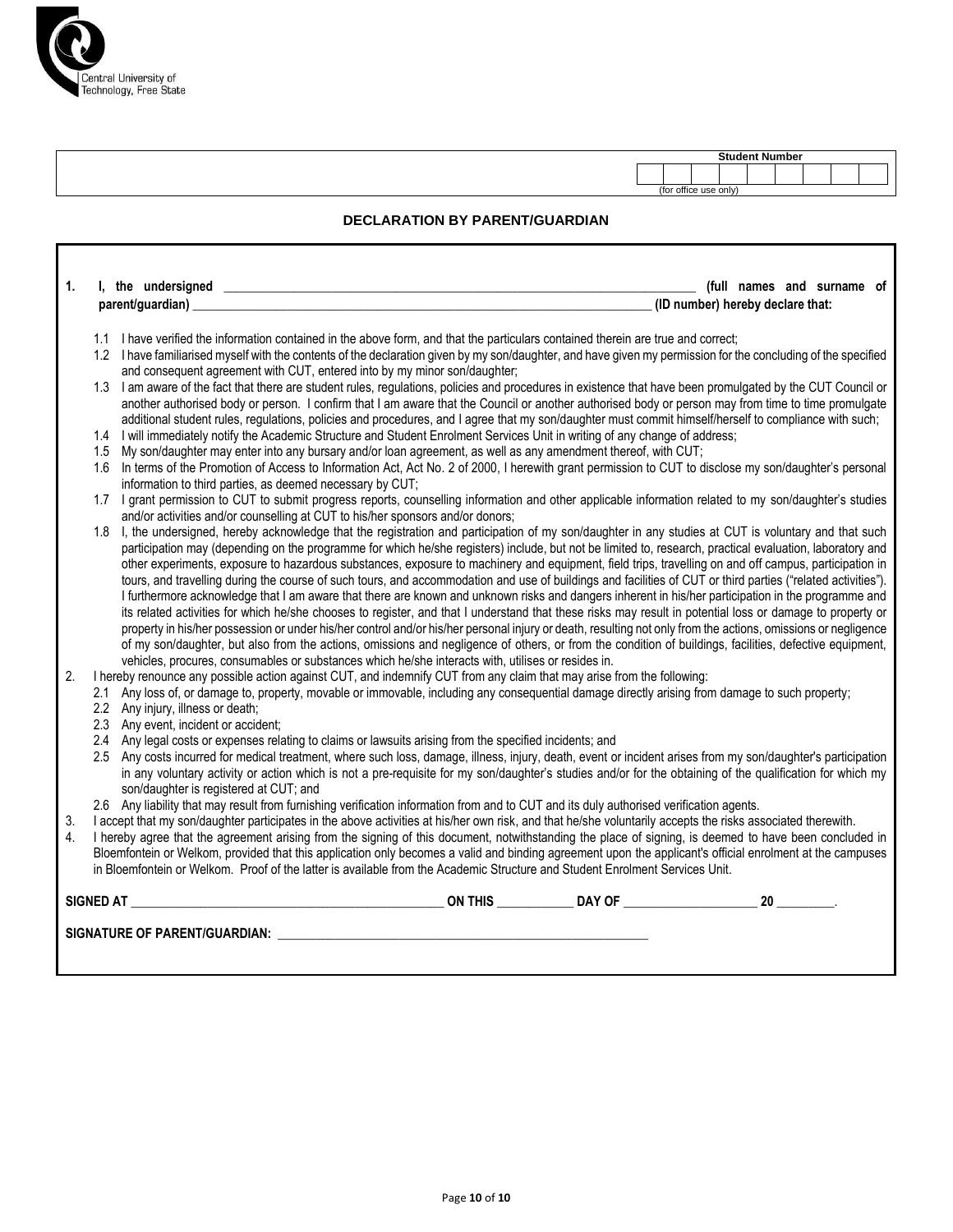Central University of Technology, Free State

| Student Number |
|---|
| (for office use only) |

## DECLARATION BY PARENT/GUARDIAN

**1. I, the undersigned \_\_\_\_\_\_\_\_\_\_\_\_\_\_\_\_\_\_\_\_\_\_\_\_\_\_\_\_\_\_\_\_\_\_\_\_\_\_\_\_\_\_\_\_\_\_\_\_\_\_\_\_ (full names and surname of parent/guardian) \_\_\_\_\_\_\_\_\_\_\_\_\_\_\_\_\_\_\_\_\_\_\_\_\_\_\_\_\_\_\_\_\_\_\_\_\_\_\_\_\_\_\_\_\_\_\_\_\_\_\_\_ (ID number) hereby declare that:**

1.1 I have verified the information contained in the above form, and that the particulars contained therein are true and correct;

1.2 I have familiarised myself with the contents of the declaration given by my son/daughter, and have given my permission for the concluding of the specified and consequent agreement with CUT, entered into by my minor son/daughter;

1.3 I am aware of the fact that there are student rules, regulations, policies and procedures in existence that have been promulgated by the CUT Council or another authorised body or person. I confirm that I am aware that the Council or another authorised body or person may from time to time promulgate additional student rules, regulations, policies and procedures, and I agree that my son/daughter must commit himself/herself to compliance with such;

1.4 I will immediately notify the Academic Structure and Student Enrolment Services Unit in writing of any change of address;

1.5 My son/daughter may enter into any bursary and/or loan agreement, as well as any amendment thereof, with CUT;

1.6 In terms of the Promotion of Access to Information Act, Act No. 2 of 2000, I herewith grant permission to CUT to disclose my son/daughter's personal information to third parties, as deemed necessary by CUT;

1.7 I grant permission to CUT to submit progress reports, counselling information and other applicable information related to my son/daughter's studies and/or activities and/or counselling at CUT to his/her sponsors and/or donors;

1.8 I, the undersigned, hereby acknowledge that the registration and participation of my son/daughter in any studies at CUT is voluntary and that such participation may (depending on the programme for which he/she registers) include, but not be limited to, research, practical evaluation, laboratory and other experiments, exposure to hazardous substances, exposure to machinery and equipment, field trips, travelling on and off campus, participation in tours, and travelling during the course of such tours, and accommodation and use of buildings and facilities of CUT or third parties ("related activities"). I furthermore acknowledge that I am aware that there are known and unknown risks and dangers inherent in his/her participation in the programme and its related activities for which he/she chooses to register, and that I understand that these risks may result in potential loss or damage to property or property in his/her possession or under his/her control and/or his/her personal injury or death, resulting not only from the actions, omissions and negligence of my son/daughter, but also from the actions, omissions and negligence of others, or from the condition of buildings, facilities, defective equipment, vehicles, procures, consumables or substances which he/she interacts with, utilises or resides in.

2. I hereby renounce any possible action against CUT, and indemnify CUT from any claim that may arise from the following:

2.1 Any loss of, or damage to, property, movable or immovable, including any consequential damage directly arising from damage to such property;

2.2 Any injury, illness or death;

2.3 Any event, incident or accident;

2.4 Any legal costs or expenses relating to claims or lawsuits arising from the specified incidents; and

2.5 Any costs incurred for medical treatment, where such loss, damage, illness, injury, death, event or incident arises from my son/daughter's participation in any voluntary activity or action which is not a pre-requisite for my son/daughter's studies and/or for the obtaining of the qualification for which my son/daughter is registered at CUT; and

2.6 Any liability that may result from furnishing verification information from and to CUT and its duly authorised verification agents.

3. I accept that my son/daughter participates in the above activities at his/her own risk, and that he/she voluntarily accepts the risks associated therewith.

4. I hereby agree that the agreement arising from the signing of this document, notwithstanding the place of signing, is deemed to have been concluded in Bloemfontein or Welkom, provided that this application only becomes a valid and binding agreement upon the applicant's official enrolment at the campuses in Bloemfontein or Welkom. Proof of the latter is available from the Academic Structure and Student Enrolment Services Unit.

**SIGNED AT** \_\_\_\_\_\_\_\_\_\_\_\_\_\_\_\_\_\_\_\_\_\_\_\_\_\_\_\_\_\_\_\_\_\_\_\_ **ON THIS** \_\_\_\_\_\_\_\_\_ **DAY OF** \_\_\_\_\_\_\_\_\_\_\_\_\_\_\_\_ **20** \_\_\_\_\_\_\_.

**SIGNATURE OF PARENT/GUARDIAN:** \_\_\_\_\_\_\_\_\_\_\_\_\_\_\_\_\_\_\_\_\_\_\_\_\_\_\_\_\_\_\_\_\_\_\_\_\_\_\_\_\_\_\_\_